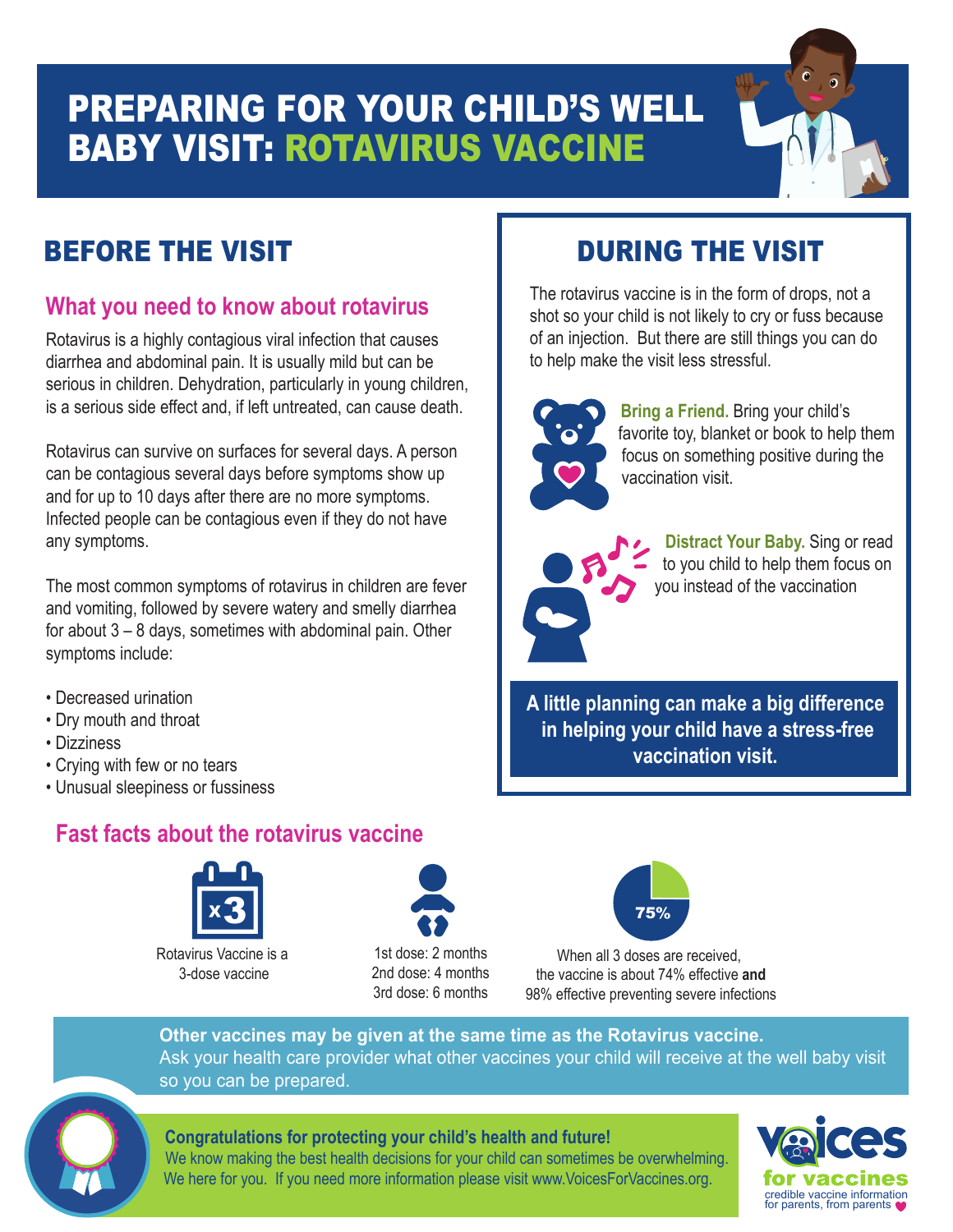# PREPARING FOR YOUR CHILD'S WELL BABY VISIT: ROTAVIRUS VACCINE

## BEFORE THE VISIT

### What you need to know about rotavirus

Rotavirus is a highly contagious viral infection that causes diarrhea and abdominal pain. It is usually mild but can be serious in children. Dehydration, particularly in young children, is a serious side effect and, if left untreated, can cause death.

Rotavirus can survive on surfaces for several days. A person can be contagious several days before symptoms show up and for up to 10 days after there are no more symptoms. Infected people can be contagious even if they do not have any symptoms.

The most common symptoms of rotavirus in children are fever and vomiting, followed by severe watery and smelly diarrhea for about 3 – 8 days, sometimes with abdominal pain. Other symptoms include:

- Decreased urination
- Dry mouth and throat
- Dizziness
- Crying with few or no tears
- Unusual sleepiness or fussiness

## DURING THE VISIT

The rotavirus vaccine is in the form of drops, not a shot so your child is not likely to cry or fuss because of an injection. But there are still things you can do to help make the visit less stressful.

**Bring a Friend.** Bring your child's favorite toy, blanket or book to help them focus on something positive during the vaccination visit.

**Distract Your Baby.** Sing or read to you child to help them focus on you instead of the vaccination

**A little planning can make a big difference in helping your child have a stress-free vaccination visit.**

### Fast facts about the rotavirus vaccine

x3

Rotavirus Vaccine is a 3-dose vaccine

1st dose: 2 months
2nd dose: 4 months
3rd dose: 6 months

75%

When all 3 doses are received, the vaccine is about 74% effective **and** 98% effective preventing severe infections

**Other vaccines may be given at the same time as the Rotavirus vaccine.**
Ask your health care provider what other vaccines your child will receive at the well baby visit so you can be prepared.

**Congratulations for protecting your child's health and future!**
We know making the best health decisions for your child can sometimes be overwhelming. We here for you. If you need more information please visit www.VoicesForVaccines.org.

voices for vaccines
credible vaccine information for parents, from parents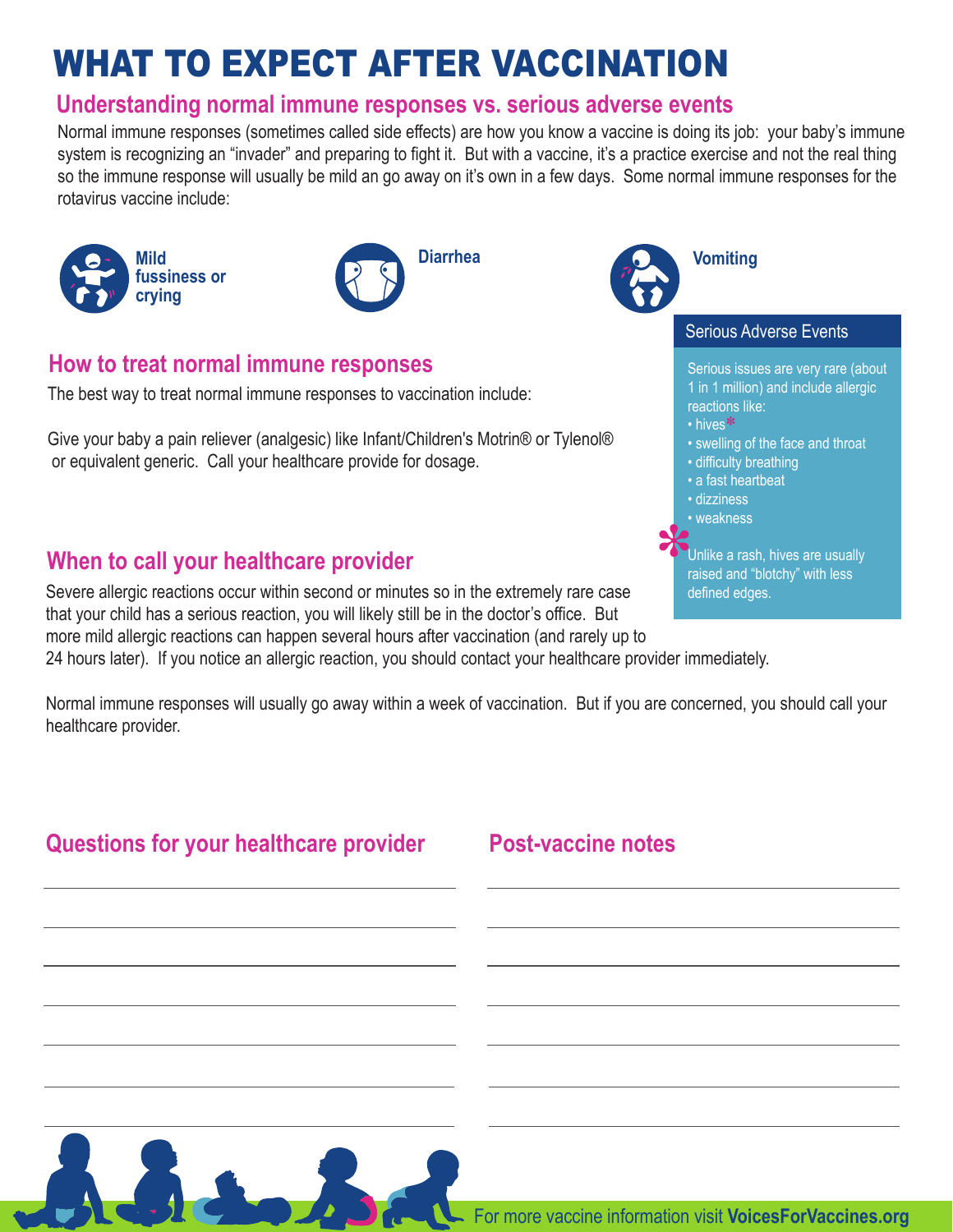# WHAT TO EXPECT AFTER VACCINATION

## Understanding normal immune responses vs. serious adverse events

Normal immune responses (sometimes called side effects) are how you know a vaccine is doing its job: your baby's immune system is recognizing an "invader" and preparing to fight it. But with a vaccine, it's a practice exercise and not the real thing so the immune response will usually be mild an go away on it's own in a few days. Some normal immune responses for the rotavirus vaccine include:

- **Mild fussiness or crying**
- **Diarrhea**
- **Vomiting**

### Serious Adverse Events

Serious issues are very rare (about 1 in 1 million) and include allergic reactions like:

- hives*
- swelling of the face and throat
- difficulty breathing
- a fast heartbeat
- dizziness
- weakness

*Unlike a rash, hives are usually raised and "blotchy" with less defined edges.

## How to treat normal immune responses

The best way to treat normal immune responses to vaccination include:

Give your baby a pain reliever (analgesic) like Infant/Children's Motrin® or Tylenol® or equivalent generic. Call your healthcare provide for dosage.

## When to call your healthcare provider

Severe allergic reactions occur within second or minutes so in the extremely rare case that your child has a serious reaction, you will likely still be in the doctor's office. But more mild allergic reactions can happen several hours after vaccination (and rarely up to 24 hours later). If you notice an allergic reaction, you should contact your healthcare provider immediately.

Normal immune responses will usually go away within a week of vaccination. But if you are concerned, you should call your healthcare provider.

## Questions for your healthcare provider

## Post-vaccine notes

For more vaccine information visit **VoicesForVaccines.org**